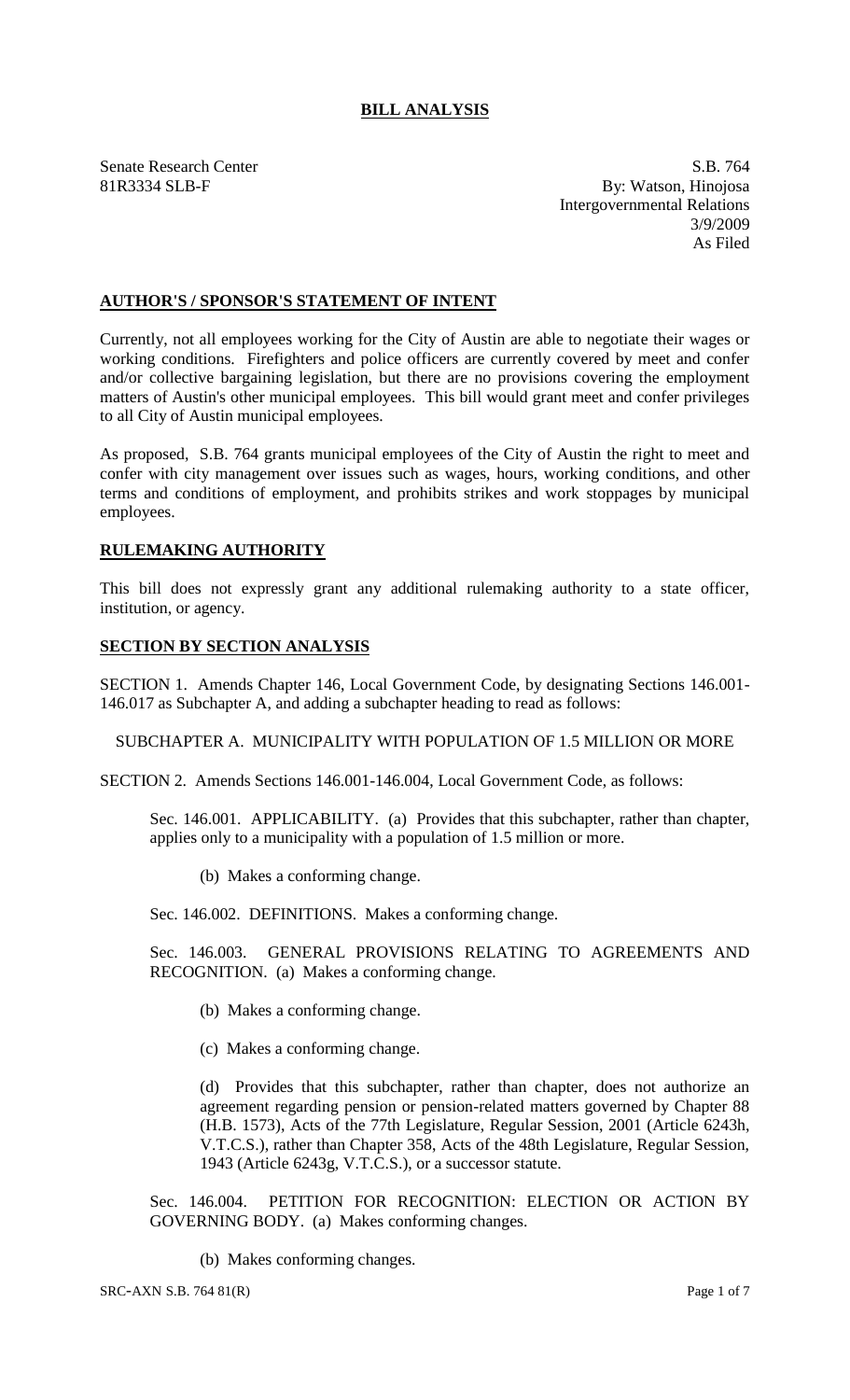# BILL ANALYSIS

Senate Research Center
81R3334 SLB-F

S.B. 764
By: Watson, Hinojosa
Intergovernmental Relations
3/9/2009
As Filed

## AUTHOR'S / SPONSOR'S STATEMENT OF INTENT

Currently, not all employees working for the City of Austin are able to negotiate their wages or working conditions. Firefighters and police officers are currently covered by meet and confer and/or collective bargaining legislation, but there are no provisions covering the employment matters of Austin's other municipal employees. This bill would grant meet and confer privileges to all City of Austin municipal employees.

As proposed, S.B. 764 grants municipal employees of the City of Austin the right to meet and confer with city management over issues such as wages, hours, working conditions, and other terms and conditions of employment, and prohibits strikes and work stoppages by municipal employees.

## RULEMAKING AUTHORITY

This bill does not expressly grant any additional rulemaking authority to a state officer, institution, or agency.

## SECTION BY SECTION ANALYSIS

SECTION 1. Amends Chapter 146, Local Government Code, by designating Sections 146.001-146.017 as Subchapter A, and adding a subchapter heading to read as follows:

SUBCHAPTER A. MUNICIPALITY WITH POPULATION OF 1.5 MILLION OR MORE

SECTION 2. Amends Sections 146.001-146.004, Local Government Code, as follows:

Sec. 146.001. APPLICABILITY. (a) Provides that this subchapter, rather than chapter, applies only to a municipality with a population of 1.5 million or more.

(b) Makes a conforming change.

Sec. 146.002. DEFINITIONS. Makes a conforming change.

Sec. 146.003. GENERAL PROVISIONS RELATING TO AGREEMENTS AND RECOGNITION. (a) Makes a conforming change.

(b) Makes a conforming change.

(c) Makes a conforming change.

(d) Provides that this subchapter, rather than chapter, does not authorize an agreement regarding pension or pension-related matters governed by Chapter 88 (H.B. 1573), Acts of the 77th Legislature, Regular Session, 2001 (Article 6243h, V.T.C.S.), rather than Chapter 358, Acts of the 48th Legislature, Regular Session, 1943 (Article 6243g, V.T.C.S.), or a successor statute.

Sec. 146.004. PETITION FOR RECOGNITION: ELECTION OR ACTION BY GOVERNING BODY. (a) Makes conforming changes.

(b) Makes conforming changes.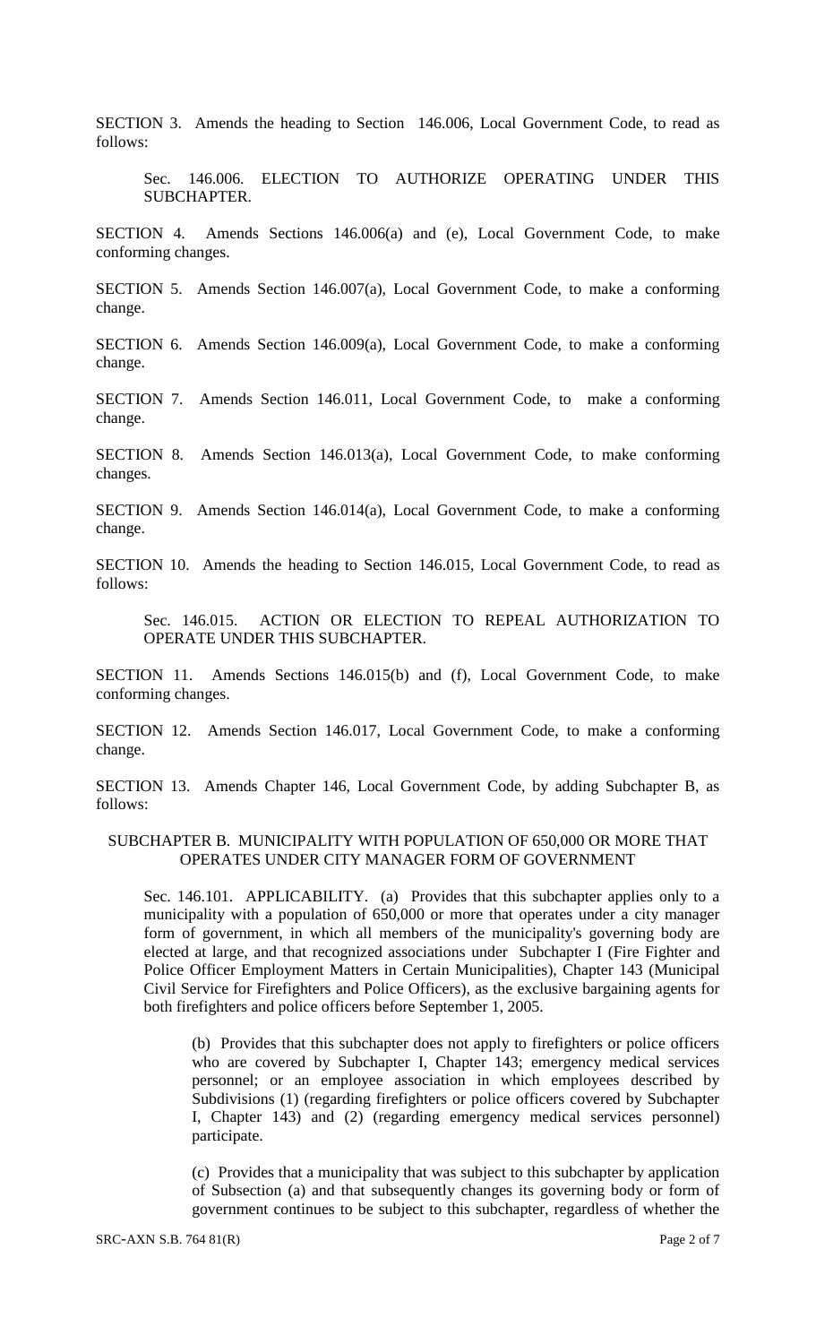SECTION 3. Amends the heading to Section 146.006, Local Government Code, to read as follows:

> Sec. 146.006. ELECTION TO AUTHORIZE OPERATING UNDER THIS SUBCHAPTER.

SECTION 4. Amends Sections 146.006(a) and (e), Local Government Code, to make conforming changes.

SECTION 5. Amends Section 146.007(a), Local Government Code, to make a conforming change.

SECTION 6. Amends Section 146.009(a), Local Government Code, to make a conforming change.

SECTION 7. Amends Section 146.011, Local Government Code, to make a conforming change.

SECTION 8. Amends Section 146.013(a), Local Government Code, to make conforming changes.

SECTION 9. Amends Section 146.014(a), Local Government Code, to make a conforming change.

SECTION 10. Amends the heading to Section 146.015, Local Government Code, to read as follows:

> Sec. 146.015. ACTION OR ELECTION TO REPEAL AUTHORIZATION TO OPERATE UNDER THIS SUBCHAPTER.

SECTION 11. Amends Sections 146.015(b) and (f), Local Government Code, to make conforming changes.

SECTION 12. Amends Section 146.017, Local Government Code, to make a conforming change.

SECTION 13. Amends Chapter 146, Local Government Code, by adding Subchapter B, as follows:

SUBCHAPTER B. MUNICIPALITY WITH POPULATION OF 650,000 OR MORE THAT OPERATES UNDER CITY MANAGER FORM OF GOVERNMENT

> Sec. 146.101. APPLICABILITY. (a) Provides that this subchapter applies only to a municipality with a population of 650,000 or more that operates under a city manager form of government, in which all members of the municipality's governing body are elected at large, and that recognized associations under Subchapter I (Fire Fighter and Police Officer Employment Matters in Certain Municipalities), Chapter 143 (Municipal Civil Service for Firefighters and Police Officers), as the exclusive bargaining agents for both firefighters and police officers before September 1, 2005.
>
> > (b) Provides that this subchapter does not apply to firefighters or police officers who are covered by Subchapter I, Chapter 143; emergency medical services personnel; or an employee association in which employees described by Subdivisions (1) (regarding firefighters or police officers covered by Subchapter I, Chapter 143) and (2) (regarding emergency medical services personnel) participate.
> >
> > (c) Provides that a municipality that was subject to this subchapter by application of Subsection (a) and that subsequently changes its governing body or form of government continues to be subject to this subchapter, regardless of whether the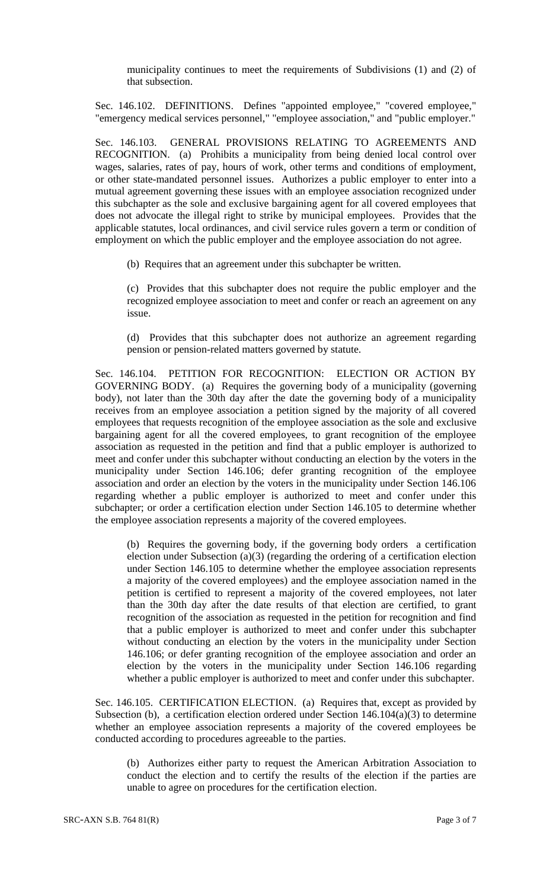municipality continues to meet the requirements of Subdivisions (1) and (2) of that subsection.

Sec. 146.102. DEFINITIONS. Defines "appointed employee," "covered employee," "emergency medical services personnel," "employee association," and "public employer."

Sec. 146.103. GENERAL PROVISIONS RELATING TO AGREEMENTS AND RECOGNITION. (a) Prohibits a municipality from being denied local control over wages, salaries, rates of pay, hours of work, other terms and conditions of employment, or other state-mandated personnel issues. Authorizes a public employer to enter into a mutual agreement governing these issues with an employee association recognized under this subchapter as the sole and exclusive bargaining agent for all covered employees that does not advocate the illegal right to strike by municipal employees. Provides that the applicable statutes, local ordinances, and civil service rules govern a term or condition of employment on which the public employer and the employee association do not agree.

(b) Requires that an agreement under this subchapter be written.

(c) Provides that this subchapter does not require the public employer and the recognized employee association to meet and confer or reach an agreement on any issue.

(d) Provides that this subchapter does not authorize an agreement regarding pension or pension-related matters governed by statute.

Sec. 146.104. PETITION FOR RECOGNITION: ELECTION OR ACTION BY GOVERNING BODY. (a) Requires the governing body of a municipality (governing body), not later than the 30th day after the date the governing body of a municipality receives from an employee association a petition signed by the majority of all covered employees that requests recognition of the employee association as the sole and exclusive bargaining agent for all the covered employees, to grant recognition of the employee association as requested in the petition and find that a public employer is authorized to meet and confer under this subchapter without conducting an election by the voters in the municipality under Section 146.106; defer granting recognition of the employee association and order an election by the voters in the municipality under Section 146.106 regarding whether a public employer is authorized to meet and confer under this subchapter; or order a certification election under Section 146.105 to determine whether the employee association represents a majority of the covered employees.

(b) Requires the governing body, if the governing body orders a certification election under Subsection (a)(3) (regarding the ordering of a certification election under Section 146.105 to determine whether the employee association represents a majority of the covered employees) and the employee association named in the petition is certified to represent a majority of the covered employees, not later than the 30th day after the date results of that election are certified, to grant recognition of the association as requested in the petition for recognition and find that a public employer is authorized to meet and confer under this subchapter without conducting an election by the voters in the municipality under Section 146.106; or defer granting recognition of the employee association and order an election by the voters in the municipality under Section 146.106 regarding whether a public employer is authorized to meet and confer under this subchapter.

Sec. 146.105. CERTIFICATION ELECTION. (a) Requires that, except as provided by Subsection (b), a certification election ordered under Section 146.104(a)(3) to determine whether an employee association represents a majority of the covered employees be conducted according to procedures agreeable to the parties.

(b) Authorizes either party to request the American Arbitration Association to conduct the election and to certify the results of the election if the parties are unable to agree on procedures for the certification election.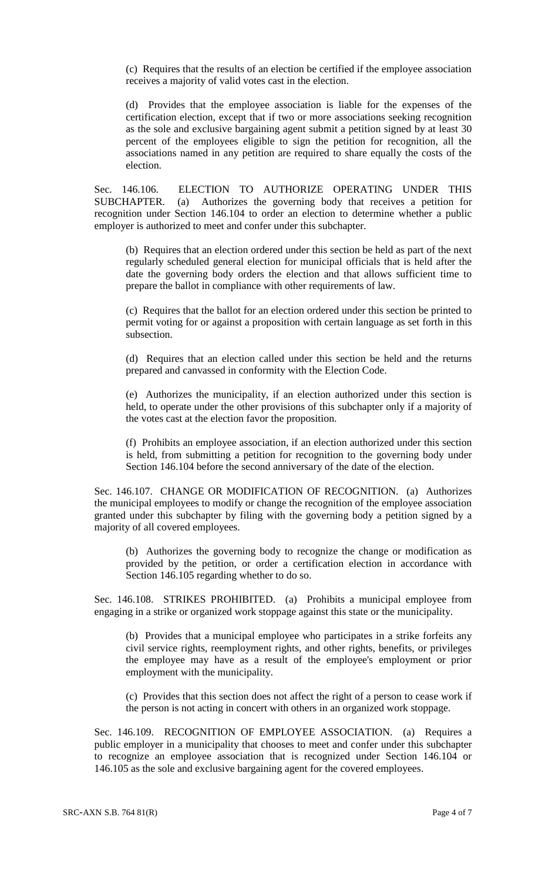(c) Requires that the results of an election be certified if the employee association receives a majority of valid votes cast in the election.

(d) Provides that the employee association is liable for the expenses of the certification election, except that if two or more associations seeking recognition as the sole and exclusive bargaining agent submit a petition signed by at least 30 percent of the employees eligible to sign the petition for recognition, all the associations named in any petition are required to share equally the costs of the election.

Sec. 146.106. ELECTION TO AUTHORIZE OPERATING UNDER THIS SUBCHAPTER. (a) Authorizes the governing body that receives a petition for recognition under Section 146.104 to order an election to determine whether a public employer is authorized to meet and confer under this subchapter.

(b) Requires that an election ordered under this section be held as part of the next regularly scheduled general election for municipal officials that is held after the date the governing body orders the election and that allows sufficient time to prepare the ballot in compliance with other requirements of law.

(c) Requires that the ballot for an election ordered under this section be printed to permit voting for or against a proposition with certain language as set forth in this subsection.

(d) Requires that an election called under this section be held and the returns prepared and canvassed in conformity with the Election Code.

(e) Authorizes the municipality, if an election authorized under this section is held, to operate under the other provisions of this subchapter only if a majority of the votes cast at the election favor the proposition.

(f) Prohibits an employee association, if an election authorized under this section is held, from submitting a petition for recognition to the governing body under Section 146.104 before the second anniversary of the date of the election.

Sec. 146.107. CHANGE OR MODIFICATION OF RECOGNITION. (a) Authorizes the municipal employees to modify or change the recognition of the employee association granted under this subchapter by filing with the governing body a petition signed by a majority of all covered employees.

(b) Authorizes the governing body to recognize the change or modification as provided by the petition, or order a certification election in accordance with Section 146.105 regarding whether to do so.

Sec. 146.108. STRIKES PROHIBITED. (a) Prohibits a municipal employee from engaging in a strike or organized work stoppage against this state or the municipality.

(b) Provides that a municipal employee who participates in a strike forfeits any civil service rights, reemployment rights, and other rights, benefits, or privileges the employee may have as a result of the employee's employment or prior employment with the municipality.

(c) Provides that this section does not affect the right of a person to cease work if the person is not acting in concert with others in an organized work stoppage.

Sec. 146.109. RECOGNITION OF EMPLOYEE ASSOCIATION. (a) Requires a public employer in a municipality that chooses to meet and confer under this subchapter to recognize an employee association that is recognized under Section 146.104 or 146.105 as the sole and exclusive bargaining agent for the covered employees.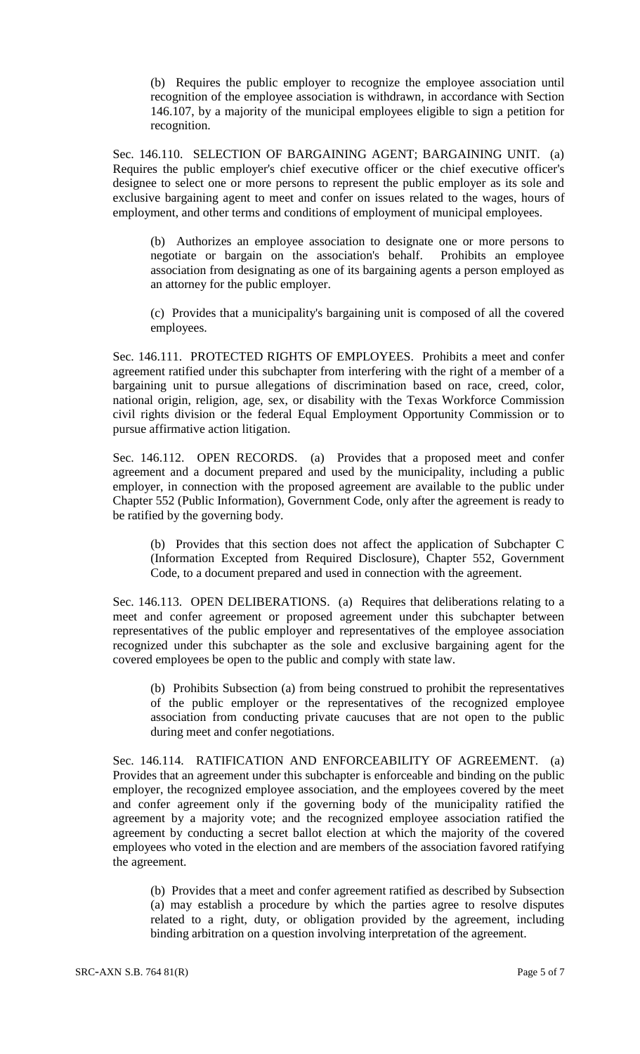(b) Requires the public employer to recognize the employee association until recognition of the employee association is withdrawn, in accordance with Section 146.107, by a majority of the municipal employees eligible to sign a petition for recognition.

Sec. 146.110. SELECTION OF BARGAINING AGENT; BARGAINING UNIT. (a) Requires the public employer's chief executive officer or the chief executive officer's designee to select one or more persons to represent the public employer as its sole and exclusive bargaining agent to meet and confer on issues related to the wages, hours of employment, and other terms and conditions of employment of municipal employees.

(b) Authorizes an employee association to designate one or more persons to negotiate or bargain on the association's behalf. Prohibits an employee association from designating as one of its bargaining agents a person employed as an attorney for the public employer.

(c) Provides that a municipality's bargaining unit is composed of all the covered employees.

Sec. 146.111. PROTECTED RIGHTS OF EMPLOYEES. Prohibits a meet and confer agreement ratified under this subchapter from interfering with the right of a member of a bargaining unit to pursue allegations of discrimination based on race, creed, color, national origin, religion, age, sex, or disability with the Texas Workforce Commission civil rights division or the federal Equal Employment Opportunity Commission or to pursue affirmative action litigation.

Sec. 146.112. OPEN RECORDS. (a) Provides that a proposed meet and confer agreement and a document prepared and used by the municipality, including a public employer, in connection with the proposed agreement are available to the public under Chapter 552 (Public Information), Government Code, only after the agreement is ready to be ratified by the governing body.

(b) Provides that this section does not affect the application of Subchapter C (Information Excepted from Required Disclosure), Chapter 552, Government Code, to a document prepared and used in connection with the agreement.

Sec. 146.113. OPEN DELIBERATIONS. (a) Requires that deliberations relating to a meet and confer agreement or proposed agreement under this subchapter between representatives of the public employer and representatives of the employee association recognized under this subchapter as the sole and exclusive bargaining agent for the covered employees be open to the public and comply with state law.

(b) Prohibits Subsection (a) from being construed to prohibit the representatives of the public employer or the representatives of the recognized employee association from conducting private caucuses that are not open to the public during meet and confer negotiations.

Sec. 146.114. RATIFICATION AND ENFORCEABILITY OF AGREEMENT. (a) Provides that an agreement under this subchapter is enforceable and binding on the public employer, the recognized employee association, and the employees covered by the meet and confer agreement only if the governing body of the municipality ratified the agreement by a majority vote; and the recognized employee association ratified the agreement by conducting a secret ballot election at which the majority of the covered employees who voted in the election and are members of the association favored ratifying the agreement.

(b) Provides that a meet and confer agreement ratified as described by Subsection (a) may establish a procedure by which the parties agree to resolve disputes related to a right, duty, or obligation provided by the agreement, including binding arbitration on a question involving interpretation of the agreement.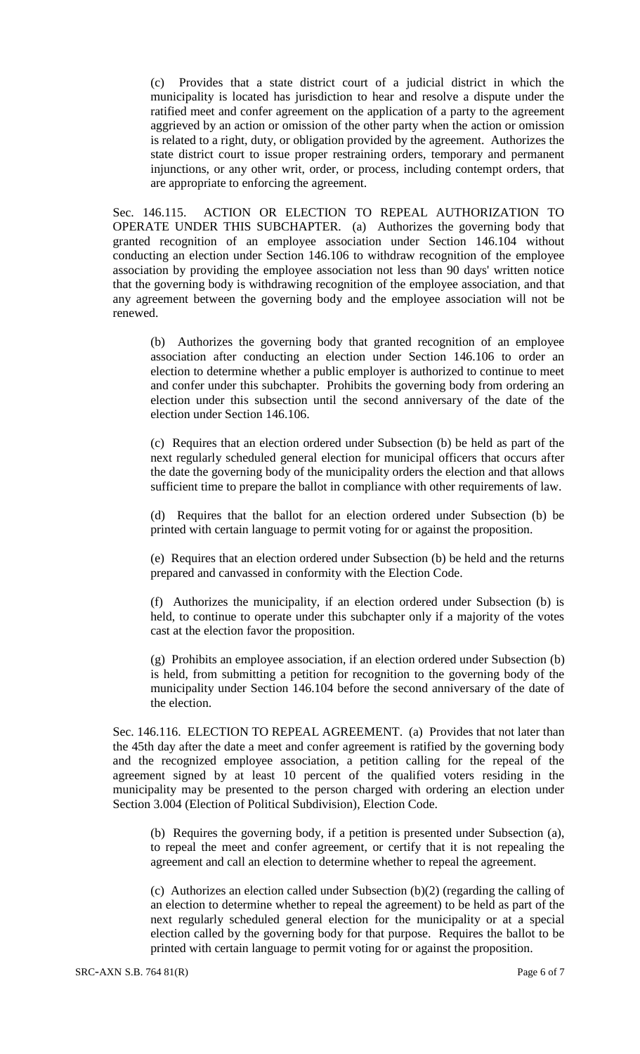(c) Provides that a state district court of a judicial district in which the municipality is located has jurisdiction to hear and resolve a dispute under the ratified meet and confer agreement on the application of a party to the agreement aggrieved by an action or omission of the other party when the action or omission is related to a right, duty, or obligation provided by the agreement. Authorizes the state district court to issue proper restraining orders, temporary and permanent injunctions, or any other writ, order, or process, including contempt orders, that are appropriate to enforcing the agreement.

Sec. 146.115. ACTION OR ELECTION TO REPEAL AUTHORIZATION TO OPERATE UNDER THIS SUBCHAPTER. (a) Authorizes the governing body that granted recognition of an employee association under Section 146.104 without conducting an election under Section 146.106 to withdraw recognition of the employee association by providing the employee association not less than 90 days' written notice that the governing body is withdrawing recognition of the employee association, and that any agreement between the governing body and the employee association will not be renewed.

(b) Authorizes the governing body that granted recognition of an employee association after conducting an election under Section 146.106 to order an election to determine whether a public employer is authorized to continue to meet and confer under this subchapter. Prohibits the governing body from ordering an election under this subsection until the second anniversary of the date of the election under Section 146.106.

(c) Requires that an election ordered under Subsection (b) be held as part of the next regularly scheduled general election for municipal officers that occurs after the date the governing body of the municipality orders the election and that allows sufficient time to prepare the ballot in compliance with other requirements of law.

(d) Requires that the ballot for an election ordered under Subsection (b) be printed with certain language to permit voting for or against the proposition.

(e) Requires that an election ordered under Subsection (b) be held and the returns prepared and canvassed in conformity with the Election Code.

(f) Authorizes the municipality, if an election ordered under Subsection (b) is held, to continue to operate under this subchapter only if a majority of the votes cast at the election favor the proposition.

(g) Prohibits an employee association, if an election ordered under Subsection (b) is held, from submitting a petition for recognition to the governing body of the municipality under Section 146.104 before the second anniversary of the date of the election.

Sec. 146.116. ELECTION TO REPEAL AGREEMENT. (a) Provides that not later than the 45th day after the date a meet and confer agreement is ratified by the governing body and the recognized employee association, a petition calling for the repeal of the agreement signed by at least 10 percent of the qualified voters residing in the municipality may be presented to the person charged with ordering an election under Section 3.004 (Election of Political Subdivision), Election Code.

(b) Requires the governing body, if a petition is presented under Subsection (a), to repeal the meet and confer agreement, or certify that it is not repealing the agreement and call an election to determine whether to repeal the agreement.

(c) Authorizes an election called under Subsection (b)(2) (regarding the calling of an election to determine whether to repeal the agreement) to be held as part of the next regularly scheduled general election for the municipality or at a special election called by the governing body for that purpose. Requires the ballot to be printed with certain language to permit voting for or against the proposition.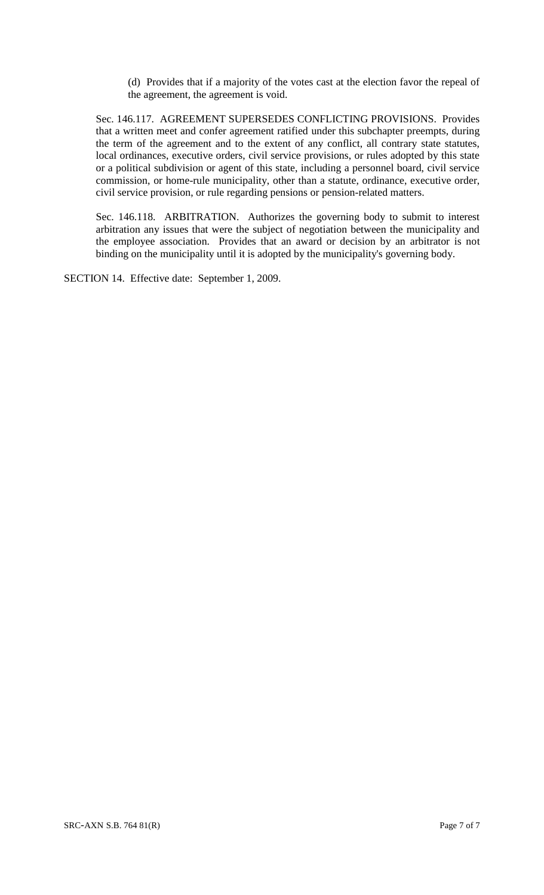(d) Provides that if a majority of the votes cast at the election favor the repeal of the agreement, the agreement is void.

Sec. 146.117. AGREEMENT SUPERSEDES CONFLICTING PROVISIONS. Provides that a written meet and confer agreement ratified under this subchapter preempts, during the term of the agreement and to the extent of any conflict, all contrary state statutes, local ordinances, executive orders, civil service provisions, or rules adopted by this state or a political subdivision or agent of this state, including a personnel board, civil service commission, or home-rule municipality, other than a statute, ordinance, executive order, civil service provision, or rule regarding pensions or pension-related matters.

Sec. 146.118. ARBITRATION. Authorizes the governing body to submit to interest arbitration any issues that were the subject of negotiation between the municipality and the employee association. Provides that an award or decision by an arbitrator is not binding on the municipality until it is adopted by the municipality's governing body.

SECTION 14. Effective date: September 1, 2009.